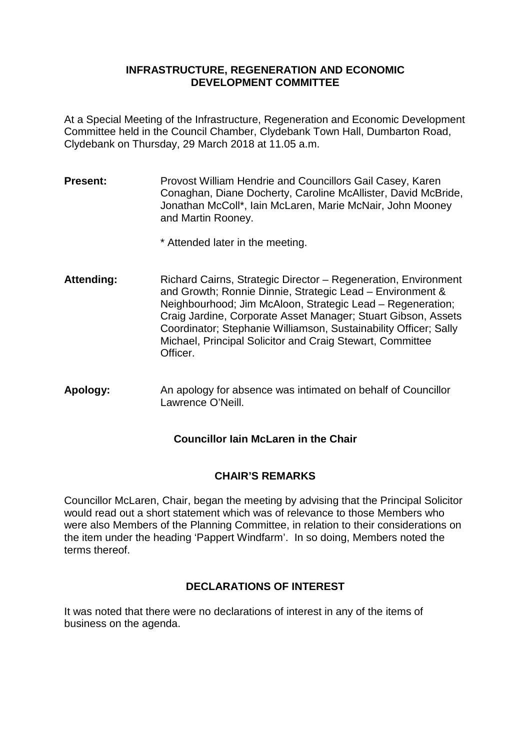# INFRASTRUCTURE, REGENERATION AND ECONOMIC DEVELOPMENT COMMITTEE

At a Special Meeting of the Infrastructure, Regeneration and Economic Development Committee held in the Council Chamber, Clydebank Town Hall, Dumbarton Road, Clydebank on Thursday, 29 March 2018 at 11.05 a.m.

**Present:** Provost William Hendrie and Councillors Gail Casey, Karen Conaghan, Diane Docherty, Caroline McAllister, David McBride, Jonathan McColl*, Iain McLaren, Marie McNair, John Mooney and Martin Rooney.

\* Attended later in the meeting.

**Attending:** Richard Cairns, Strategic Director – Regeneration, Environment and Growth; Ronnie Dinnie, Strategic Lead – Environment & Neighbourhood; Jim McAloon, Strategic Lead – Regeneration; Craig Jardine, Corporate Asset Manager; Stuart Gibson, Assets Coordinator; Stephanie Williamson, Sustainability Officer; Sally Michael, Principal Solicitor and Craig Stewart, Committee Officer.

**Apology:** An apology for absence was intimated on behalf of Councillor Lawrence O'Neill.

**Councillor Iain McLaren in the Chair**

## CHAIR'S REMARKS

Councillor McLaren, Chair, began the meeting by advising that the Principal Solicitor would read out a short statement which was of relevance to those Members who were also Members of the Planning Committee, in relation to their considerations on the item under the heading 'Pappert Windfarm'. In so doing, Members noted the terms thereof.

## DECLARATIONS OF INTEREST

It was noted that there were no declarations of interest in any of the items of business on the agenda.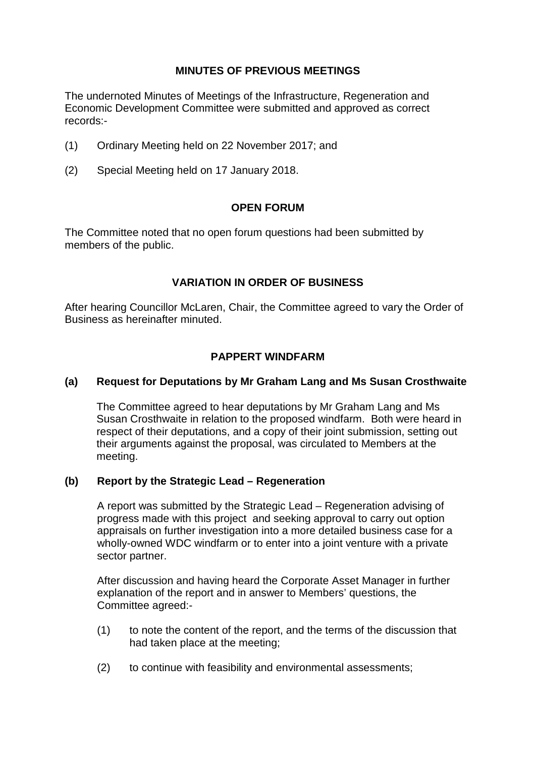## MINUTES OF PREVIOUS MEETINGS

The undernoted Minutes of Meetings of the Infrastructure, Regeneration and Economic Development Committee were submitted and approved as correct records:-

(1) Ordinary Meeting held on 22 November 2017; and

(2) Special Meeting held on 17 January 2018.

## OPEN FORUM

The Committee noted that no open forum questions had been submitted by members of the public.

## VARIATION IN ORDER OF BUSINESS

After hearing Councillor McLaren, Chair, the Committee agreed to vary the Order of Business as hereinafter minuted.

## PAPPERT WINDFARM

### (a) Request for Deputations by Mr Graham Lang and Ms Susan Crosthwaite

The Committee agreed to hear deputations by Mr Graham Lang and Ms Susan Crosthwaite in relation to the proposed windfarm. Both were heard in respect of their deputations, and a copy of their joint submission, setting out their arguments against the proposal, was circulated to Members at the meeting.

### (b) Report by the Strategic Lead – Regeneration

A report was submitted by the Strategic Lead – Regeneration advising of progress made with this project and seeking approval to carry out option appraisals on further investigation into a more detailed business case for a wholly-owned WDC windfarm or to enter into a joint venture with a private sector partner.

After discussion and having heard the Corporate Asset Manager in further explanation of the report and in answer to Members' questions, the Committee agreed:-

(1) to note the content of the report, and the terms of the discussion that had taken place at the meeting;

(2) to continue with feasibility and environmental assessments;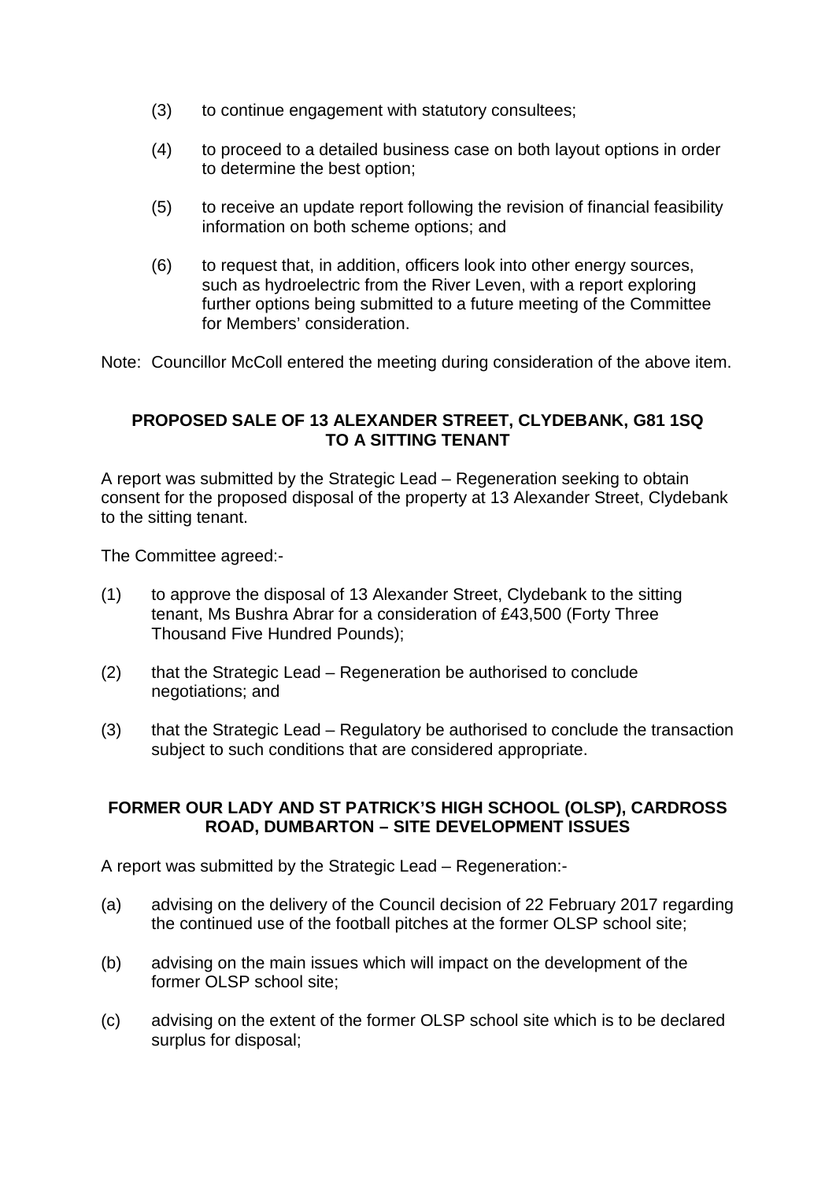(3) to continue engagement with statutory consultees;

(4) to proceed to a detailed business case on both layout options in order to determine the best option;

(5) to receive an update report following the revision of financial feasibility information on both scheme options; and

(6) to request that, in addition, officers look into other energy sources, such as hydroelectric from the River Leven, with a report exploring further options being submitted to a future meeting of the Committee for Members' consideration.

Note: Councillor McColl entered the meeting during consideration of the above item.

**PROPOSED SALE OF 13 ALEXANDER STREET, CLYDEBANK, G81 1SQ TO A SITTING TENANT**

A report was submitted by the Strategic Lead – Regeneration seeking to obtain consent for the proposed disposal of the property at 13 Alexander Street, Clydebank to the sitting tenant.

The Committee agreed:-

(1) to approve the disposal of 13 Alexander Street, Clydebank to the sitting tenant, Ms Bushra Abrar for a consideration of £43,500 (Forty Three Thousand Five Hundred Pounds);

(2) that the Strategic Lead – Regeneration be authorised to conclude negotiations; and

(3) that the Strategic Lead – Regulatory be authorised to conclude the transaction subject to such conditions that are considered appropriate.

**FORMER OUR LADY AND ST PATRICK'S HIGH SCHOOL (OLSP), CARDROSS ROAD, DUMBARTON – SITE DEVELOPMENT ISSUES**

A report was submitted by the Strategic Lead – Regeneration:-

(a) advising on the delivery of the Council decision of 22 February 2017 regarding the continued use of the football pitches at the former OLSP school site;

(b) advising on the main issues which will impact on the development of the former OLSP school site;

(c) advising on the extent of the former OLSP school site which is to be declared surplus for disposal;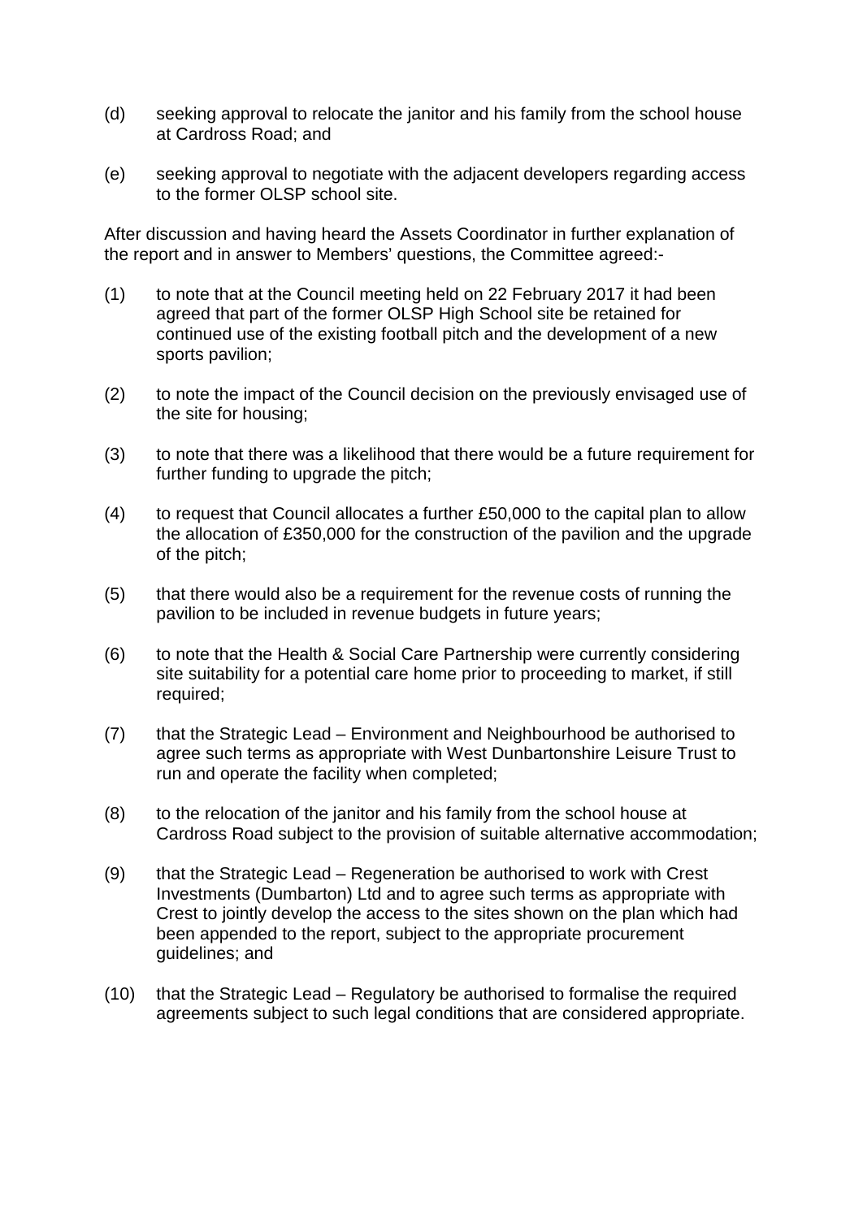(d) seeking approval to relocate the janitor and his family from the school house at Cardross Road; and

(e) seeking approval to negotiate with the adjacent developers regarding access to the former OLSP school site.

After discussion and having heard the Assets Coordinator in further explanation of the report and in answer to Members' questions, the Committee agreed:-

(1) to note that at the Council meeting held on 22 February 2017 it had been agreed that part of the former OLSP High School site be retained for continued use of the existing football pitch and the development of a new sports pavilion;

(2) to note the impact of the Council decision on the previously envisaged use of the site for housing;

(3) to note that there was a likelihood that there would be a future requirement for further funding to upgrade the pitch;

(4) to request that Council allocates a further £50,000 to the capital plan to allow the allocation of £350,000 for the construction of the pavilion and the upgrade of the pitch;

(5) that there would also be a requirement for the revenue costs of running the pavilion to be included in revenue budgets in future years;

(6) to note that the Health & Social Care Partnership were currently considering site suitability for a potential care home prior to proceeding to market, if still required;

(7) that the Strategic Lead – Environment and Neighbourhood be authorised to agree such terms as appropriate with West Dunbartonshire Leisure Trust to run and operate the facility when completed;

(8) to the relocation of the janitor and his family from the school house at Cardross Road subject to the provision of suitable alternative accommodation;

(9) that the Strategic Lead – Regeneration be authorised to work with Crest Investments (Dumbarton) Ltd and to agree such terms as appropriate with Crest to jointly develop the access to the sites shown on the plan which had been appended to the report, subject to the appropriate procurement guidelines; and

(10) that the Strategic Lead – Regulatory be authorised to formalise the required agreements subject to such legal conditions that are considered appropriate.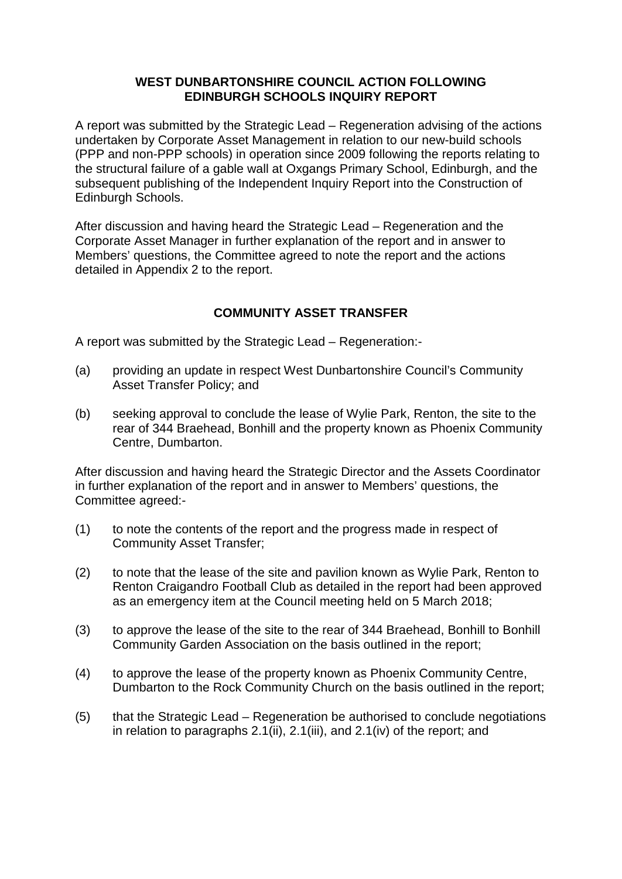## WEST DUNBARTONSHIRE COUNCIL ACTION FOLLOWING EDINBURGH SCHOOLS INQUIRY REPORT

A report was submitted by the Strategic Lead – Regeneration advising of the actions undertaken by Corporate Asset Management in relation to our new-build schools (PPP and non-PPP schools) in operation since 2009 following the reports relating to the structural failure of a gable wall at Oxgangs Primary School, Edinburgh, and the subsequent publishing of the Independent Inquiry Report into the Construction of Edinburgh Schools.

After discussion and having heard the Strategic Lead – Regeneration and the Corporate Asset Manager in further explanation of the report and in answer to Members' questions, the Committee agreed to note the report and the actions detailed in Appendix 2 to the report.

## COMMUNITY ASSET TRANSFER

A report was submitted by the Strategic Lead – Regeneration:-

(a) providing an update in respect West Dunbartonshire Council's Community Asset Transfer Policy; and

(b) seeking approval to conclude the lease of Wylie Park, Renton, the site to the rear of 344 Braehead, Bonhill and the property known as Phoenix Community Centre, Dumbarton.

After discussion and having heard the Strategic Director and the Assets Coordinator in further explanation of the report and in answer to Members' questions, the Committee agreed:-

(1) to note the contents of the report and the progress made in respect of Community Asset Transfer;

(2) to note that the lease of the site and pavilion known as Wylie Park, Renton to Renton Craigandro Football Club as detailed in the report had been approved as an emergency item at the Council meeting held on 5 March 2018;

(3) to approve the lease of the site to the rear of 344 Braehead, Bonhill to Bonhill Community Garden Association on the basis outlined in the report;

(4) to approve the lease of the property known as Phoenix Community Centre, Dumbarton to the Rock Community Church on the basis outlined in the report;

(5) that the Strategic Lead – Regeneration be authorised to conclude negotiations in relation to paragraphs 2.1(ii), 2.1(iii), and 2.1(iv) of the report; and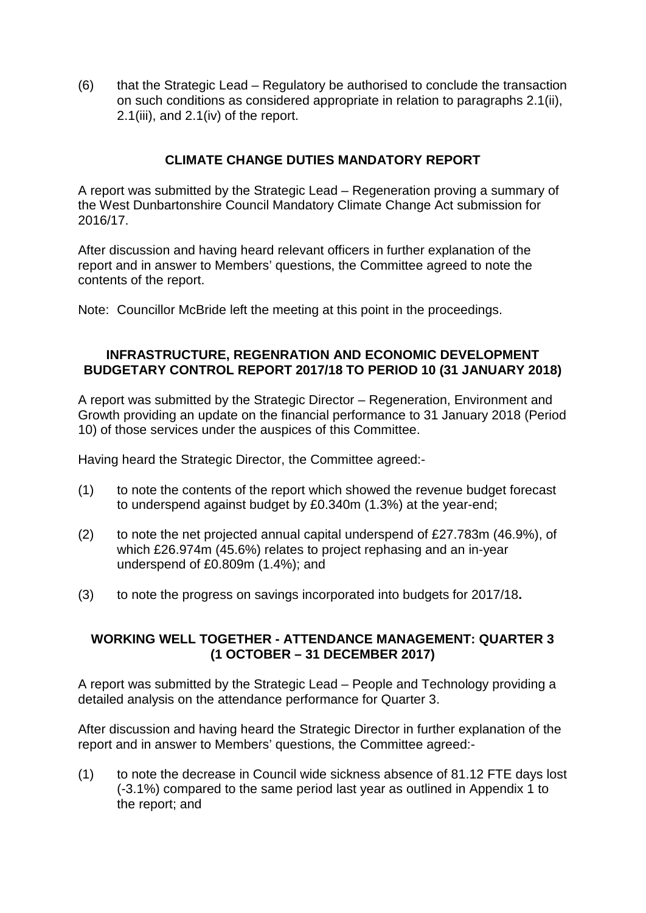(6) that the Strategic Lead – Regulatory be authorised to conclude the transaction on such conditions as considered appropriate in relation to paragraphs 2.1(ii), 2.1(iii), and 2.1(iv) of the report.

## CLIMATE CHANGE DUTIES MANDATORY REPORT

A report was submitted by the Strategic Lead – Regeneration proving a summary of the West Dunbartonshire Council Mandatory Climate Change Act submission for 2016/17.

After discussion and having heard relevant officers in further explanation of the report and in answer to Members' questions, the Committee agreed to note the contents of the report.

Note: Councillor McBride left the meeting at this point in the proceedings.

## INFRASTRUCTURE, REGENRATION AND ECONOMIC DEVELOPMENT BUDGETARY CONTROL REPORT 2017/18 TO PERIOD 10 (31 JANUARY 2018)

A report was submitted by the Strategic Director – Regeneration, Environment and Growth providing an update on the financial performance to 31 January 2018 (Period 10) of those services under the auspices of this Committee.

Having heard the Strategic Director, the Committee agreed:-

(1) to note the contents of the report which showed the revenue budget forecast to underspend against budget by £0.340m (1.3%) at the year-end;

(2) to note the net projected annual capital underspend of £27.783m (46.9%), of which £26.974m (45.6%) relates to project rephasing and an in-year underspend of £0.809m (1.4%); and

(3) to note the progress on savings incorporated into budgets for 2017/18**.**

## WORKING WELL TOGETHER - ATTENDANCE MANAGEMENT: QUARTER 3 (1 OCTOBER – 31 DECEMBER 2017)

A report was submitted by the Strategic Lead – People and Technology providing a detailed analysis on the attendance performance for Quarter 3.

After discussion and having heard the Strategic Director in further explanation of the report and in answer to Members' questions, the Committee agreed:-

(1) to note the decrease in Council wide sickness absence of 81.12 FTE days lost (-3.1%) compared to the same period last year as outlined in Appendix 1 to the report; and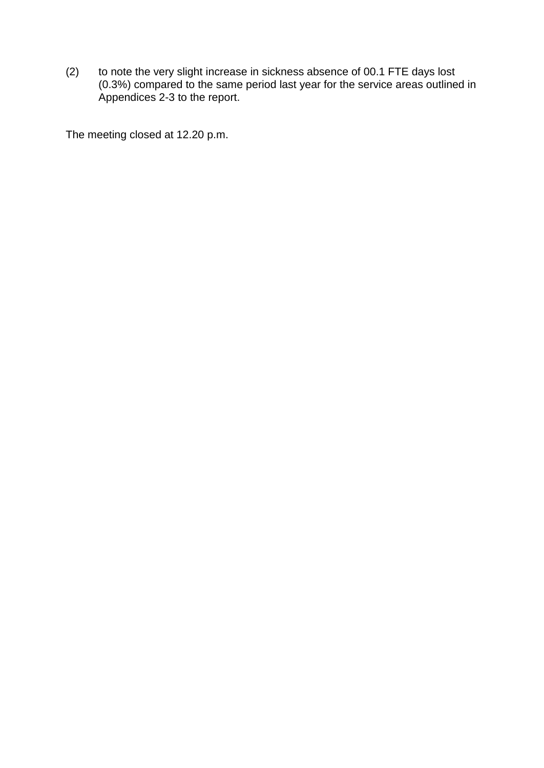(2) to note the very slight increase in sickness absence of 00.1 FTE days lost (0.3%) compared to the same period last year for the service areas outlined in Appendices 2-3 to the report.

The meeting closed at 12.20 p.m.